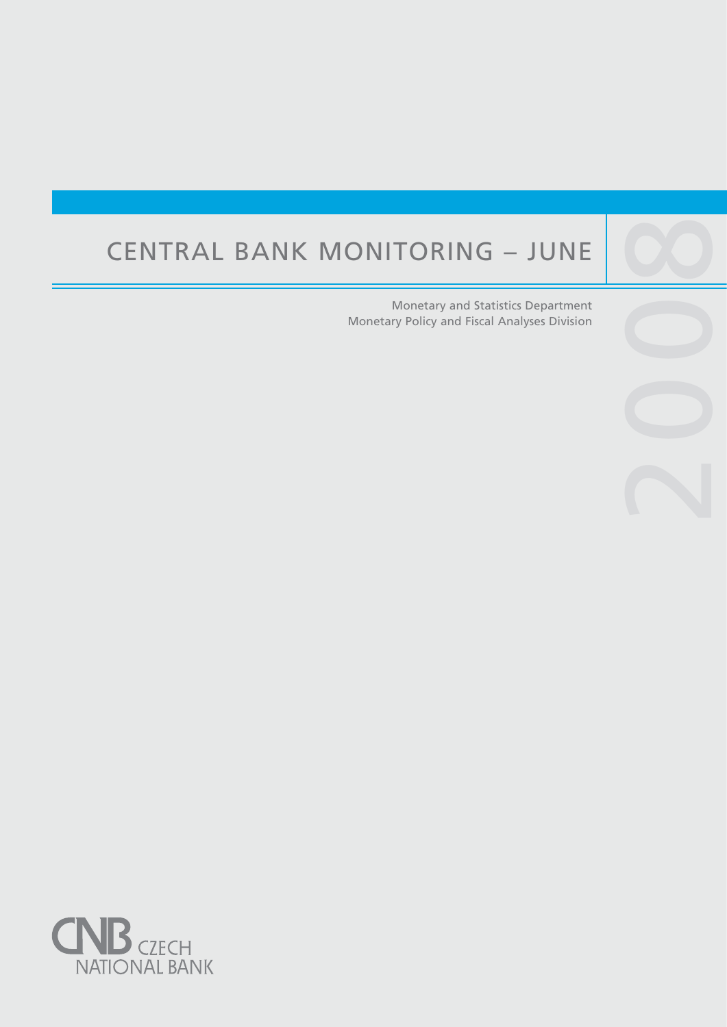# CENTRAL BANK MONITORING – JUNE 2008

Monetary and Statistics Department
Monetary Policy and Fiscal Analyses Division

CNB CZECH NATIONAL BANK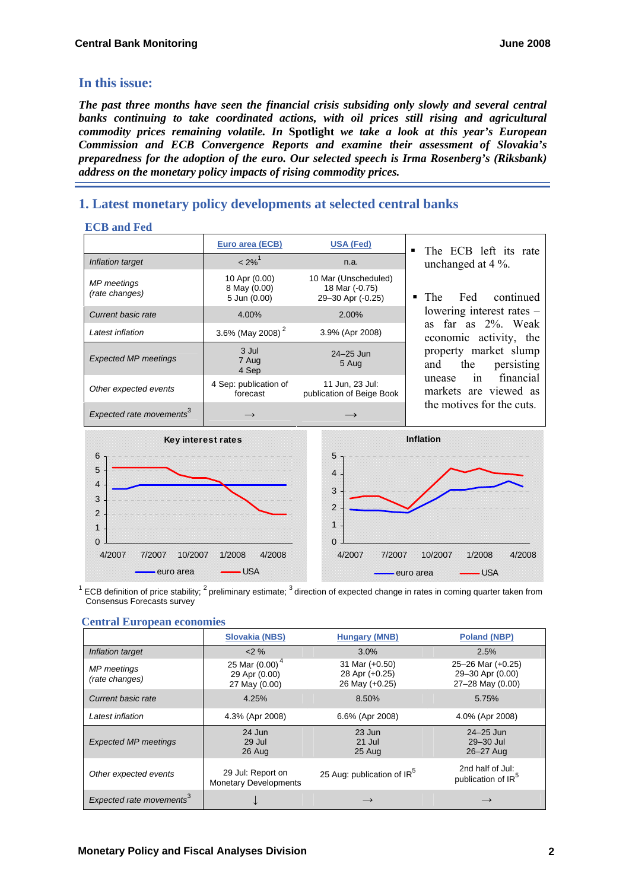## In this issue:

***The past three months have seen the financial crisis subsiding only slowly and several central banks continuing to take coordinated actions, with oil prices still rising and agricultural commodity prices remaining volatile. In* Spotlight *we take a look at this year's European Commission and ECB Convergence Reports and examine their assessment of Slovakia's preparedness for the adoption of the euro. Our selected speech is Irma Rosenberg's (Riksbank) address on the monetary policy impacts of rising commodity prices.***

# 1. Latest monetary policy developments at selected central banks

### ECB and Fed

| | Euro area (ECB) | USA (Fed) |
|---|---|---|
| *Inflation target* | < 2%[1] | n.a. |
| *MP meetings (rate changes)* | 10 Apr (0.00)<br>8 May (0.00)<br>5 Jun (0.00) | 10 Mar (Unscheduled)<br>18 Mar (-0.75)<br>29–30 Apr (-0.25) |
| *Current basic rate* | 4.00% | 2.00% |
| *Latest inflation* | 3.6% (May 2008)[2] | 3.9% (Apr 2008) |
| *Expected MP meetings* | 3 Jul<br>7 Aug<br>4 Sep | 24–25 Jun<br>5 Aug |
| *Other expected events* | 4 Sep: publication of forecast | 11 Jun, 23 Jul: publication of Beige Book |
| *Expected rate movements*[3] | → | → |

- The ECB left its rate unchanged at 4 %.
- The Fed continued lowering interest rates – as far as 2%. Weak economic activity, the property market slump and the persisting unease in financial markets are viewed as the motives for the cuts.

[1] ECB definition of price stability; [2] preliminary estimate; [3] direction of expected change in rates in coming quarter taken from Consensus Forecasts survey

### Central European economies

| | Slovakia (NBS) | Hungary (MNB) | Poland (NBP) |
|---|---|---|---|
| *Inflation target* | <2 % | 3.0% | 2.5% |
| *MP meetings (rate changes)* | 25 Mar (0.00)[4]<br>29 Apr (0.00)<br>27 May (0.00) | 31 Mar (+0.50)<br>28 Apr (+0.25)<br>26 May (+0.25) | 25–26 Mar (+0.25)<br>29–30 Apr (0.00)<br>27–28 May (0.00) |
| *Current basic rate* | 4.25% | 8.50% | 5.75% |
| *Latest inflation* | 4.3% (Apr 2008) | 6.6% (Apr 2008) | 4.0% (Apr 2008) |
| *Expected MP meetings* | 24 Jun<br>29 Jul<br>26 Aug | 23 Jun<br>21 Jul<br>25 Aug | 24–25 Jun<br>29–30 Jul<br>26–27 Aug |
| *Other expected events* | 29 Jul: Report on Monetary Developments | 25 Aug: publication of IR[5] | 2nd half of Jul: publication of IR[5] |
| *Expected rate movements*[3] | ↓ | → | → |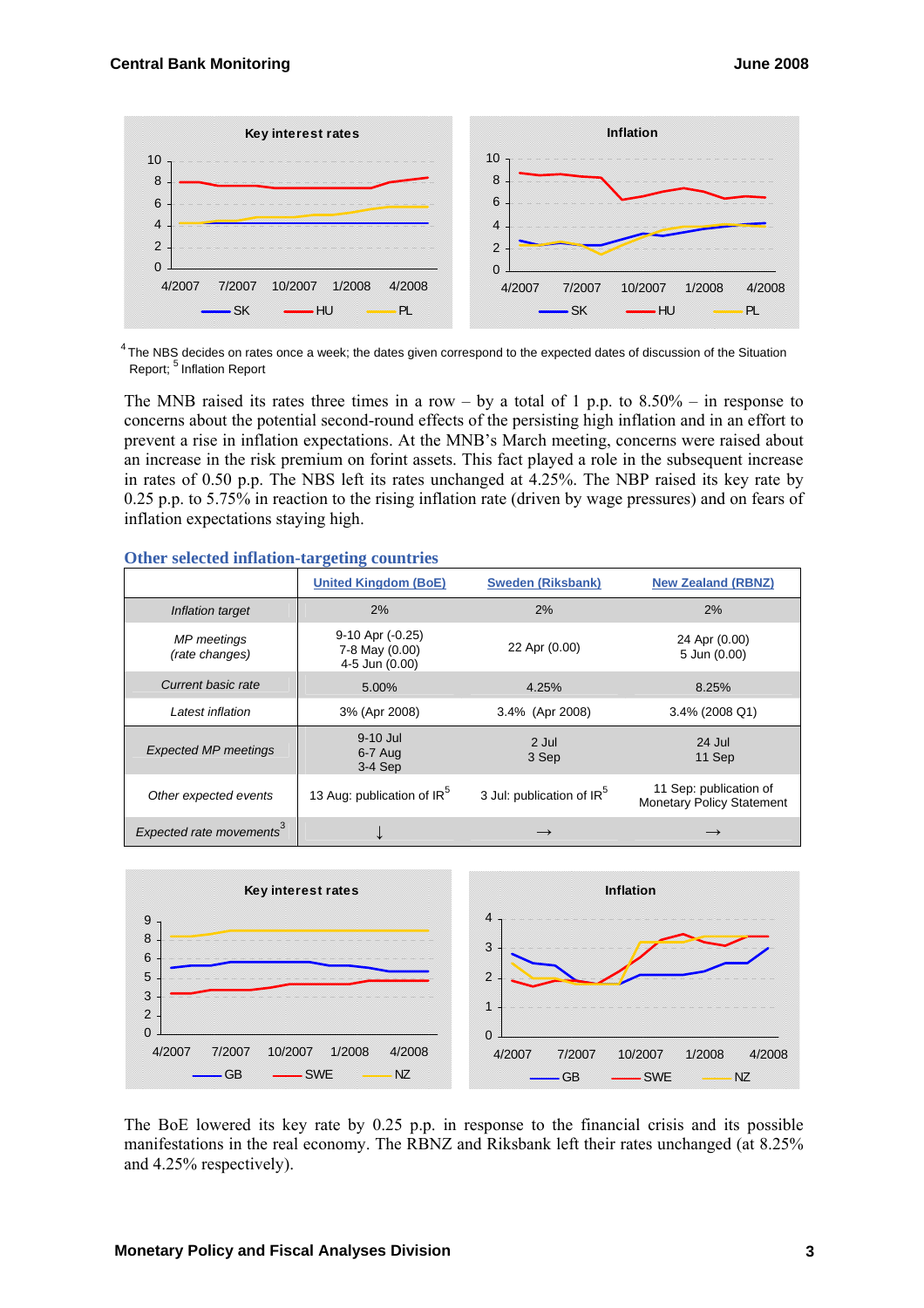[4] The NBS decides on rates once a week; the dates given correspond to the expected dates of discussion of the Situation Report; [5] Inflation Report

The MNB raised its rates three times in a row – by a total of 1 p.p. to 8.50% – in response to concerns about the potential second-round effects of the persisting high inflation and in an effort to prevent a rise in inflation expectations. At the MNB's March meeting, concerns were raised about an increase in the risk premium on forint assets. This fact played a role in the subsequent increase in rates of 0.50 p.p. The NBS left its rates unchanged at 4.25%. The NBP raised its key rate by 0.25 p.p. to 5.75% in reaction to the rising inflation rate (driven by wage pressures) and on fears of inflation expectations staying high.

## Other selected inflation-targeting countries

| | United Kingdom (BoE) | Sweden (Riksbank) | New Zealand (RBNZ) |
|---|---|---|---|
| *Inflation target* | 2% | 2% | 2% |
| *MP meetings (rate changes)* | 9-10 Apr (-0.25)<br>7-8 May (0.00)<br>4-5 Jun (0.00) | 22 Apr (0.00) | 24 Apr (0.00)<br>5 Jun (0.00) |
| *Current basic rate* | 5.00% | 4.25% | 8.25% |
| *Latest inflation* | 3% (Apr 2008) | 3.4% (Apr 2008) | 3.4% (2008 Q1) |
| *Expected MP meetings* | 9-10 Jul<br>6-7 Aug<br>3-4 Sep | 2 Jul<br>3 Sep | 24 Jul<br>11 Sep |
| *Other expected events* | 13 Aug: publication of IR[5] | 3 Jul: publication of IR[5] | 11 Sep: publication of Monetary Policy Statement |
| *Expected rate movements*[3] | ↓ | → | → |

The BoE lowered its key rate by 0.25 p.p. in response to the financial crisis and its possible manifestations in the real economy. The RBNZ and Riksbank left their rates unchanged (at 8.25% and 4.25% respectively).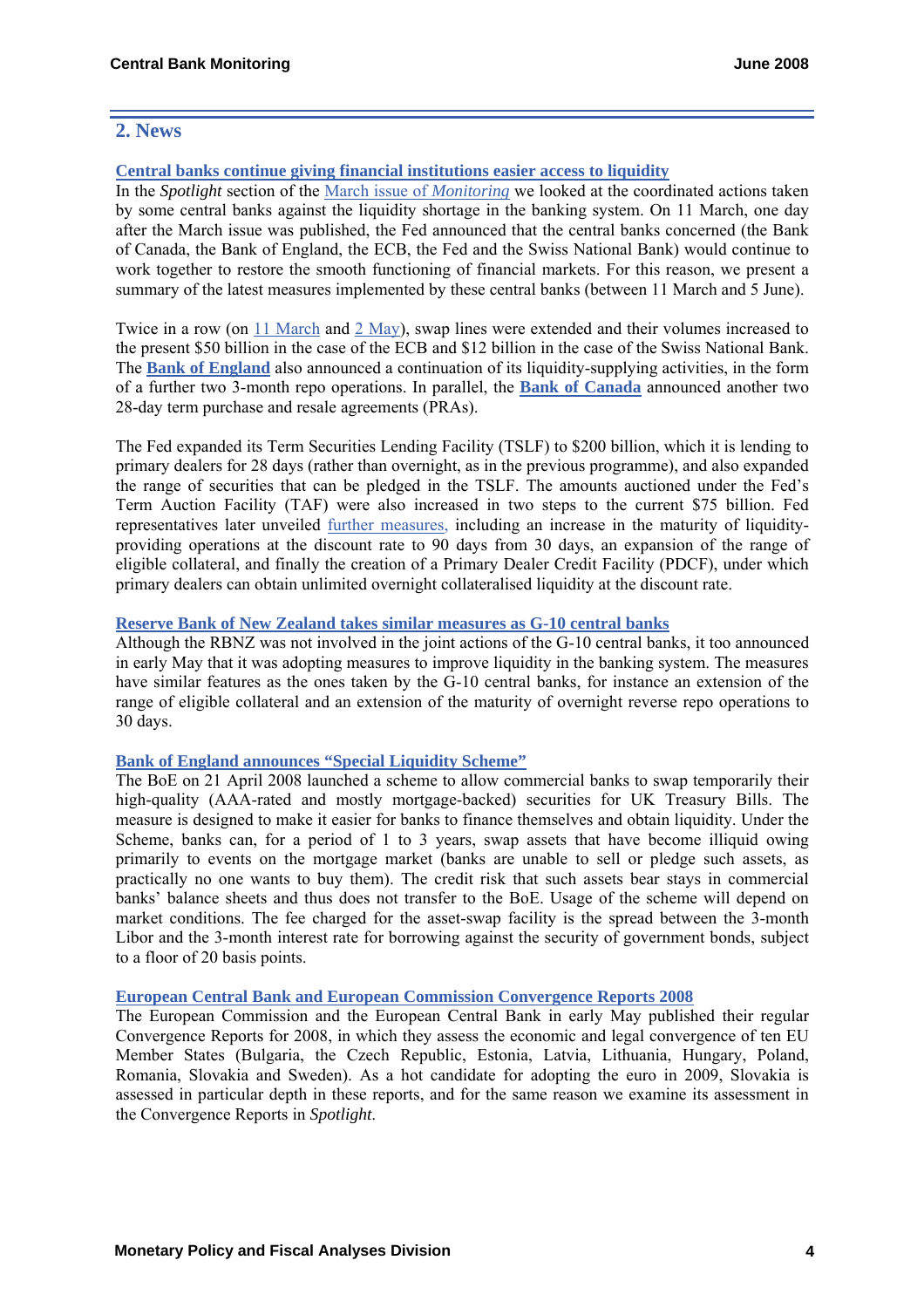## 2. News

**Central banks continue giving financial institutions easier access to liquidity**

In the *Spotlight* section of the March issue of *Monitoring* we looked at the coordinated actions taken by some central banks against the liquidity shortage in the banking system. On 11 March, one day after the March issue was published, the Fed announced that the central banks concerned (the Bank of Canada, the Bank of England, the ECB, the Fed and the Swiss National Bank) would continue to work together to restore the smooth functioning of financial markets. For this reason, we present a summary of the latest measures implemented by these central banks (between 11 March and 5 June).

Twice in a row (on 11 March and 2 May), swap lines were extended and their volumes increased to the present $50 billion in the case of the ECB and $12 billion in the case of the Swiss National Bank. The **Bank of England** also announced a continuation of its liquidity-supplying activities, in the form of a further two 3-month repo operations. In parallel, the **Bank of Canada** announced another two 28-day term purchase and resale agreements (PRAs).

The Fed expanded its Term Securities Lending Facility (TSLF) to $200 billion, which it is lending to primary dealers for 28 days (rather than overnight, as in the previous programme), and also expanded the range of securities that can be pledged in the TSLF. The amounts auctioned under the Fed's Term Auction Facility (TAF) were also increased in two steps to the current $75 billion. Fed representatives later unveiled further measures, including an increase in the maturity of liquidity-providing operations at the discount rate to 90 days from 30 days, an expansion of the range of eligible collateral, and finally the creation of a Primary Dealer Credit Facility (PDCF), under which primary dealers can obtain unlimited overnight collateralised liquidity at the discount rate.

**Reserve Bank of New Zealand takes similar measures as G-10 central banks**

Although the RBNZ was not involved in the joint actions of the G-10 central banks, it too announced in early May that it was adopting measures to improve liquidity in the banking system. The measures have similar features as the ones taken by the G-10 central banks, for instance an extension of the range of eligible collateral and an extension of the maturity of overnight reverse repo operations to 30 days.

**Bank of England announces "Special Liquidity Scheme"**

The BoE on 21 April 2008 launched a scheme to allow commercial banks to swap temporarily their high-quality (AAA-rated and mostly mortgage-backed) securities for UK Treasury Bills. The measure is designed to make it easier for banks to finance themselves and obtain liquidity. Under the Scheme, banks can, for a period of 1 to 3 years, swap assets that have become illiquid owing primarily to events on the mortgage market (banks are unable to sell or pledge such assets, as practically no one wants to buy them). The credit risk that such assets bear stays in commercial banks' balance sheets and thus does not transfer to the BoE. Usage of the scheme will depend on market conditions. The fee charged for the asset-swap facility is the spread between the 3-month Libor and the 3-month interest rate for borrowing against the security of government bonds, subject to a floor of 20 basis points.

**European Central Bank and European Commission Convergence Reports 2008**

The European Commission and the European Central Bank in early May published their regular Convergence Reports for 2008, in which they assess the economic and legal convergence of ten EU Member States (Bulgaria, the Czech Republic, Estonia, Latvia, Lithuania, Hungary, Poland, Romania, Slovakia and Sweden). As a hot candidate for adopting the euro in 2009, Slovakia is assessed in particular depth in these reports, and for the same reason we examine its assessment in the Convergence Reports in *Spotlight*.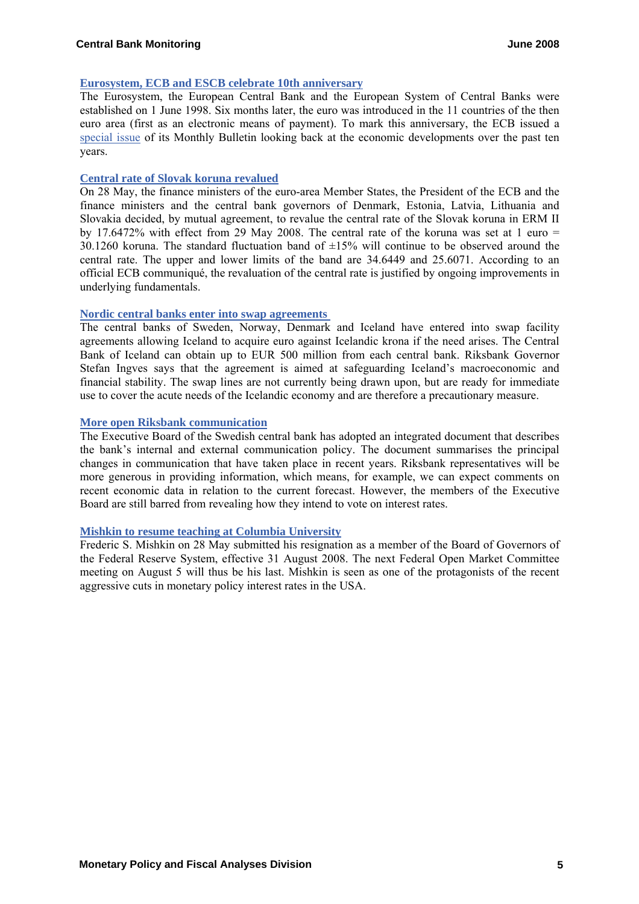### Eurosystem, ECB and ESCB celebrate 10th anniversary

The Eurosystem, the European Central Bank and the European System of Central Banks were established on 1 June 1998. Six months later, the euro was introduced in the 11 countries of the then euro area (first as an electronic means of payment). To mark this anniversary, the ECB issued a special issue of its Monthly Bulletin looking back at the economic developments over the past ten years.

### Central rate of Slovak koruna revalued

On 28 May, the finance ministers of the euro-area Member States, the President of the ECB and the finance ministers and the central bank governors of Denmark, Estonia, Latvia, Lithuania and Slovakia decided, by mutual agreement, to revalue the central rate of the Slovak koruna in ERM II by 17.6472% with effect from 29 May 2008. The central rate of the koruna was set at 1 euro = 30.1260 koruna. The standard fluctuation band of ±15% will continue to be observed around the central rate. The upper and lower limits of the band are 34.6449 and 25.6071. According to an official ECB communiqué, the revaluation of the central rate is justified by ongoing improvements in underlying fundamentals.

### Nordic central banks enter into swap agreements

The central banks of Sweden, Norway, Denmark and Iceland have entered into swap facility agreements allowing Iceland to acquire euro against Icelandic krona if the need arises. The Central Bank of Iceland can obtain up to EUR 500 million from each central bank. Riksbank Governor Stefan Ingves says that the agreement is aimed at safeguarding Iceland's macroeconomic and financial stability. The swap lines are not currently being drawn upon, but are ready for immediate use to cover the acute needs of the Icelandic economy and are therefore a precautionary measure.

### More open Riksbank communication

The Executive Board of the Swedish central bank has adopted an integrated document that describes the bank's internal and external communication policy. The document summarises the principal changes in communication that have taken place in recent years. Riksbank representatives will be more generous in providing information, which means, for example, we can expect comments on recent economic data in relation to the current forecast. However, the members of the Executive Board are still barred from revealing how they intend to vote on interest rates.

### Mishkin to resume teaching at Columbia University

Frederic S. Mishkin on 28 May submitted his resignation as a member of the Board of Governors of the Federal Reserve System, effective 31 August 2008. The next Federal Open Market Committee meeting on August 5 will thus be his last. Mishkin is seen as one of the protagonists of the recent aggressive cuts in monetary policy interest rates in the USA.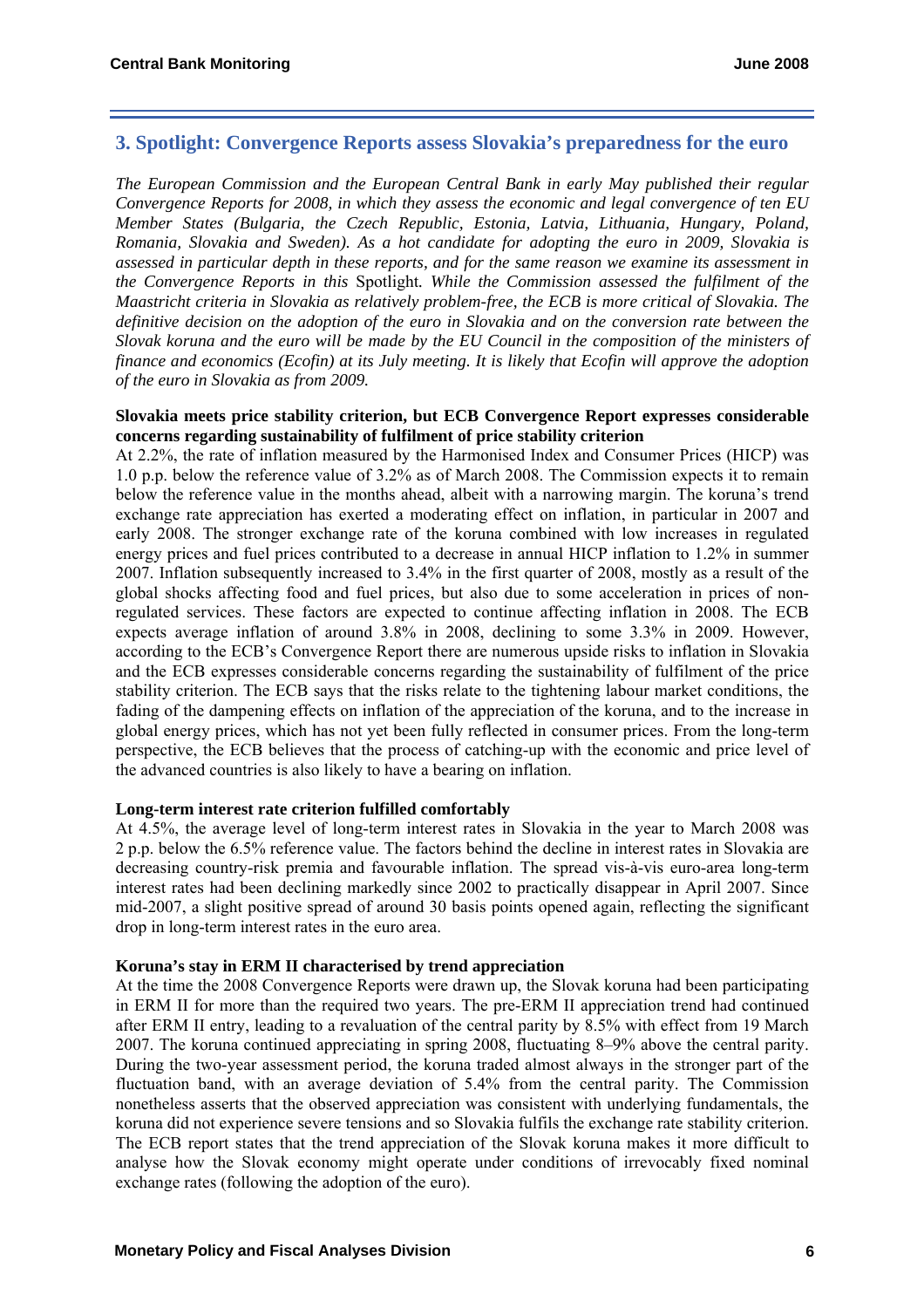## 3. Spotlight: Convergence Reports assess Slovakia's preparedness for the euro

*The European Commission and the European Central Bank in early May published their regular Convergence Reports for 2008, in which they assess the economic and legal convergence of ten EU Member States (Bulgaria, the Czech Republic, Estonia, Latvia, Lithuania, Hungary, Poland, Romania, Slovakia and Sweden). As a hot candidate for adopting the euro in 2009, Slovakia is assessed in particular depth in these reports, and for the same reason we examine its assessment in the Convergence Reports in this* Spotlight*. While the Commission assessed the fulfilment of the Maastricht criteria in Slovakia as relatively problem-free, the ECB is more critical of Slovakia. The definitive decision on the adoption of the euro in Slovakia and on the conversion rate between the Slovak koruna and the euro will be made by the EU Council in the composition of the ministers of finance and economics (Ecofin) at its July meeting. It is likely that Ecofin will approve the adoption of the euro in Slovakia as from 2009.*

**Slovakia meets price stability criterion, but ECB Convergence Report expresses considerable concerns regarding sustainability of fulfilment of price stability criterion**

At 2.2%, the rate of inflation measured by the Harmonised Index and Consumer Prices (HICP) was 1.0 p.p. below the reference value of 3.2% as of March 2008. The Commission expects it to remain below the reference value in the months ahead, albeit with a narrowing margin. The koruna's trend exchange rate appreciation has exerted a moderating effect on inflation, in particular in 2007 and early 2008. The stronger exchange rate of the koruna combined with low increases in regulated energy prices and fuel prices contributed to a decrease in annual HICP inflation to 1.2% in summer 2007. Inflation subsequently increased to 3.4% in the first quarter of 2008, mostly as a result of the global shocks affecting food and fuel prices, but also due to some acceleration in prices of non-regulated services. These factors are expected to continue affecting inflation in 2008. The ECB expects average inflation of around 3.8% in 2008, declining to some 3.3% in 2009. However, according to the ECB's Convergence Report there are numerous upside risks to inflation in Slovakia and the ECB expresses considerable concerns regarding the sustainability of fulfilment of the price stability criterion. The ECB says that the risks relate to the tightening labour market conditions, the fading of the dampening effects on inflation of the appreciation of the koruna, and to the increase in global energy prices, which has not yet been fully reflected in consumer prices. From the long-term perspective, the ECB believes that the process of catching-up with the economic and price level of the advanced countries is also likely to have a bearing on inflation.

**Long-term interest rate criterion fulfilled comfortably**

At 4.5%, the average level of long-term interest rates in Slovakia in the year to March 2008 was 2 p.p. below the 6.5% reference value. The factors behind the decline in interest rates in Slovakia are decreasing country-risk premia and favourable inflation. The spread vis-à-vis euro-area long-term interest rates had been declining markedly since 2002 to practically disappear in April 2007. Since mid-2007, a slight positive spread of around 30 basis points opened again, reflecting the significant drop in long-term interest rates in the euro area.

**Koruna's stay in ERM II characterised by trend appreciation**

At the time the 2008 Convergence Reports were drawn up, the Slovak koruna had been participating in ERM II for more than the required two years. The pre-ERM II appreciation trend had continued after ERM II entry, leading to a revaluation of the central parity by 8.5% with effect from 19 March 2007. The koruna continued appreciating in spring 2008, fluctuating 8–9% above the central parity. During the two-year assessment period, the koruna traded almost always in the stronger part of the fluctuation band, with an average deviation of 5.4% from the central parity. The Commission nonetheless asserts that the observed appreciation was consistent with underlying fundamentals, the koruna did not experience severe tensions and so Slovakia fulfils the exchange rate stability criterion. The ECB report states that the trend appreciation of the Slovak koruna makes it more difficult to analyse how the Slovak economy might operate under conditions of irrevocably fixed nominal exchange rates (following the adoption of the euro).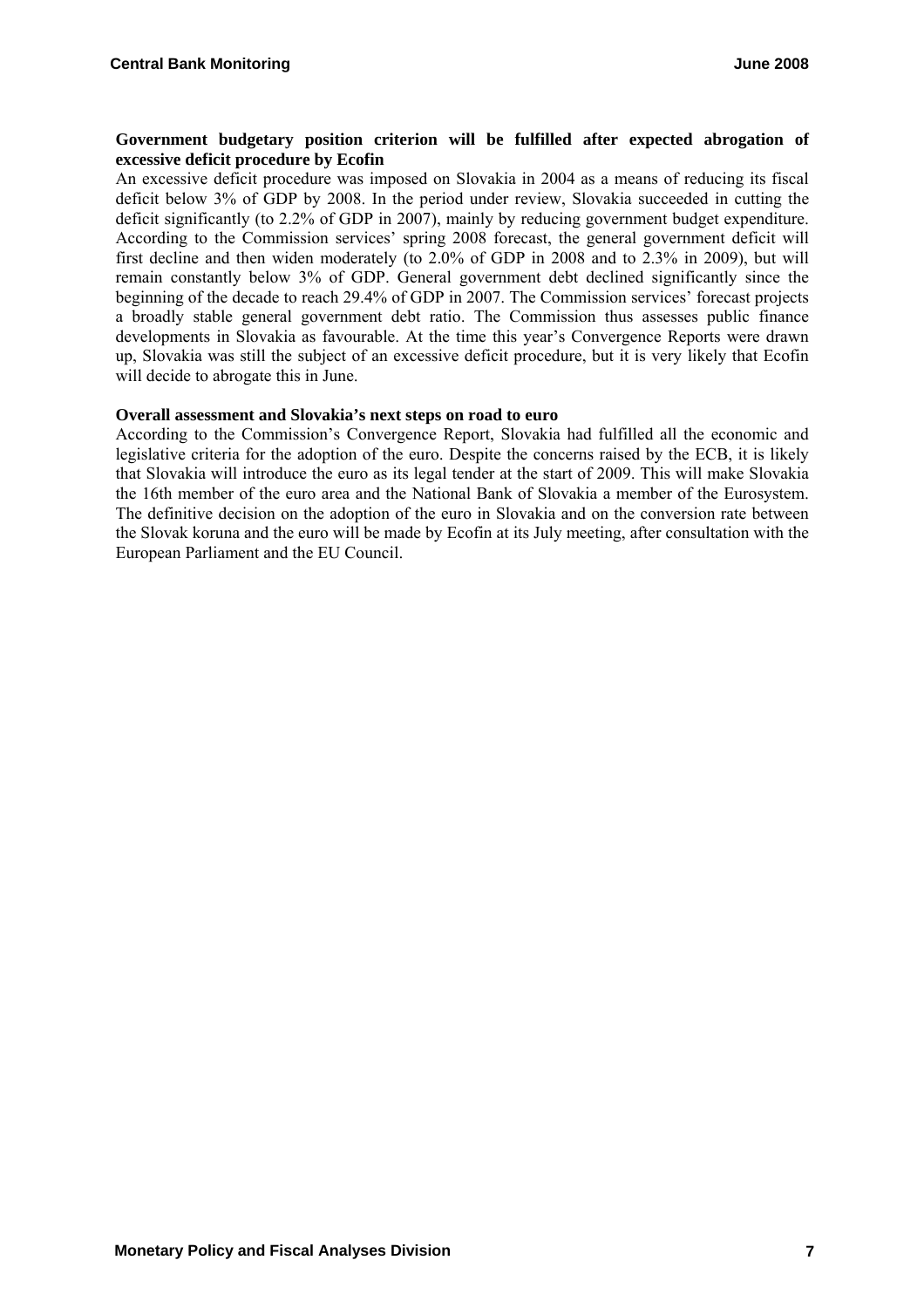### Government budgetary position criterion will be fulfilled after expected abrogation of excessive deficit procedure by Ecofin

An excessive deficit procedure was imposed on Slovakia in 2004 as a means of reducing its fiscal deficit below 3% of GDP by 2008. In the period under review, Slovakia succeeded in cutting the deficit significantly (to 2.2% of GDP in 2007), mainly by reducing government budget expenditure. According to the Commission services' spring 2008 forecast, the general government deficit will first decline and then widen moderately (to 2.0% of GDP in 2008 and to 2.3% in 2009), but will remain constantly below 3% of GDP. General government debt declined significantly since the beginning of the decade to reach 29.4% of GDP in 2007. The Commission services' forecast projects a broadly stable general government debt ratio. The Commission thus assesses public finance developments in Slovakia as favourable. At the time this year's Convergence Reports were drawn up, Slovakia was still the subject of an excessive deficit procedure, but it is very likely that Ecofin will decide to abrogate this in June.

### Overall assessment and Slovakia's next steps on road to euro

According to the Commission's Convergence Report, Slovakia had fulfilled all the economic and legislative criteria for the adoption of the euro. Despite the concerns raised by the ECB, it is likely that Slovakia will introduce the euro as its legal tender at the start of 2009. This will make Slovakia the 16th member of the euro area and the National Bank of Slovakia a member of the Eurosystem. The definitive decision on the adoption of the euro in Slovakia and on the conversion rate between the Slovak koruna and the euro will be made by Ecofin at its July meeting, after consultation with the European Parliament and the EU Council.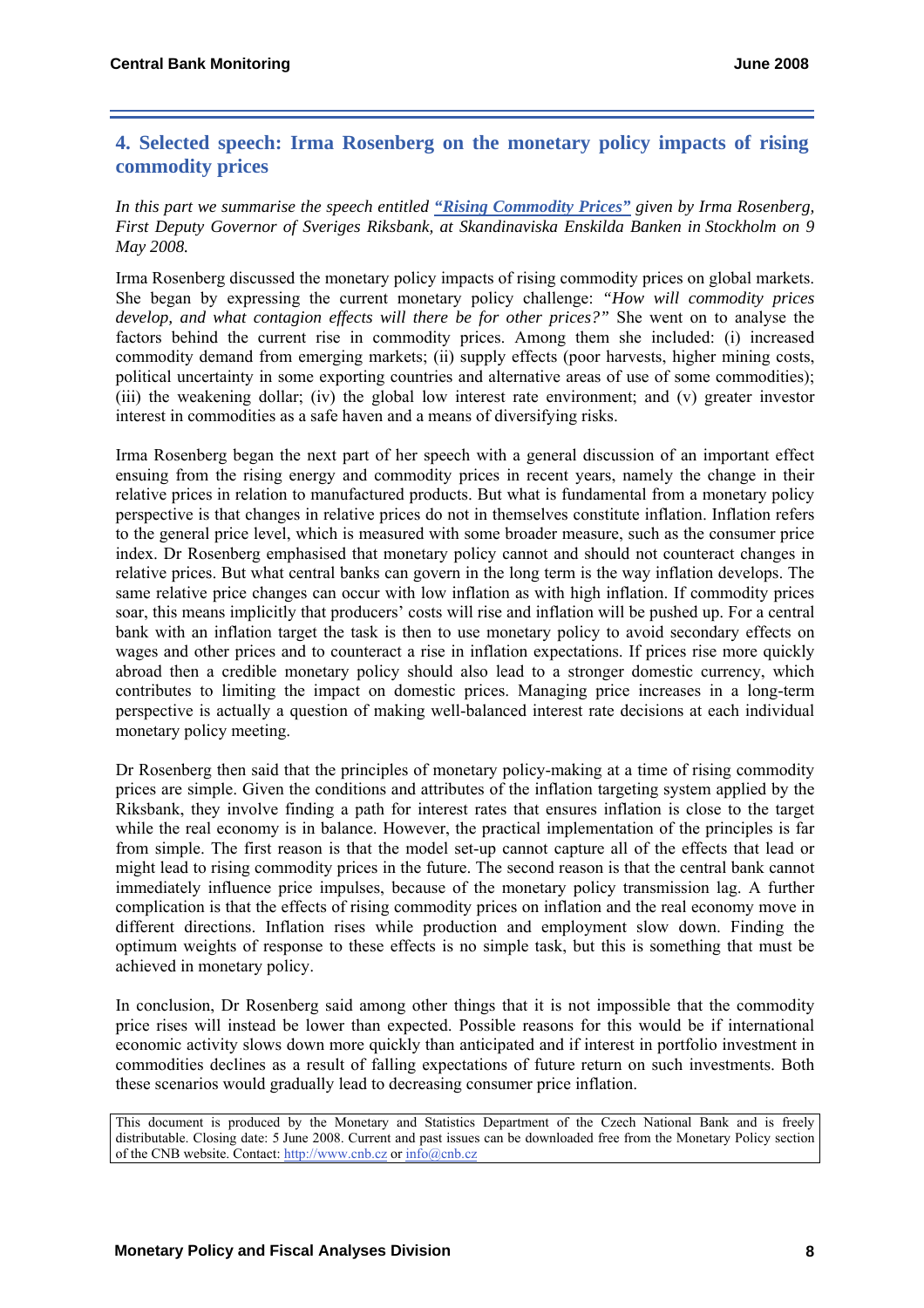## 4. Selected speech: Irma Rosenberg on the monetary policy impacts of rising commodity prices

*In this part we summarise the speech entitled "Rising Commodity Prices" given by Irma Rosenberg, First Deputy Governor of Sveriges Riksbank, at Skandinaviska Enskilda Banken in Stockholm on 9 May 2008.*

Irma Rosenberg discussed the monetary policy impacts of rising commodity prices on global markets. She began by expressing the current monetary policy challenge: *"How will commodity prices develop, and what contagion effects will there be for other prices?"* She went on to analyse the factors behind the current rise in commodity prices. Among them she included: (i) increased commodity demand from emerging markets; (ii) supply effects (poor harvests, higher mining costs, political uncertainty in some exporting countries and alternative areas of use of some commodities); (iii) the weakening dollar; (iv) the global low interest rate environment; and (v) greater investor interest in commodities as a safe haven and a means of diversifying risks.

Irma Rosenberg began the next part of her speech with a general discussion of an important effect ensuing from the rising energy and commodity prices in recent years, namely the change in their relative prices in relation to manufactured products. But what is fundamental from a monetary policy perspective is that changes in relative prices do not in themselves constitute inflation. Inflation refers to the general price level, which is measured with some broader measure, such as the consumer price index. Dr Rosenberg emphasised that monetary policy cannot and should not counteract changes in relative prices. But what central banks can govern in the long term is the way inflation develops. The same relative price changes can occur with low inflation as with high inflation. If commodity prices soar, this means implicitly that producers' costs will rise and inflation will be pushed up. For a central bank with an inflation target the task is then to use monetary policy to avoid secondary effects on wages and other prices and to counteract a rise in inflation expectations. If prices rise more quickly abroad then a credible monetary policy should also lead to a stronger domestic currency, which contributes to limiting the impact on domestic prices. Managing price increases in a long-term perspective is actually a question of making well-balanced interest rate decisions at each individual monetary policy meeting.

Dr Rosenberg then said that the principles of monetary policy-making at a time of rising commodity prices are simple. Given the conditions and attributes of the inflation targeting system applied by the Riksbank, they involve finding a path for interest rates that ensures inflation is close to the target while the real economy is in balance. However, the practical implementation of the principles is far from simple. The first reason is that the model set-up cannot capture all of the effects that lead or might lead to rising commodity prices in the future. The second reason is that the central bank cannot immediately influence price impulses, because of the monetary policy transmission lag. A further complication is that the effects of rising commodity prices on inflation and the real economy move in different directions. Inflation rises while production and employment slow down. Finding the optimum weights of response to these effects is no simple task, but this is something that must be achieved in monetary policy.

In conclusion, Dr Rosenberg said among other things that it is not impossible that the commodity price rises will instead be lower than expected. Possible reasons for this would be if international economic activity slows down more quickly than anticipated and if interest in portfolio investment in commodities declines as a result of falling expectations of future return on such investments. Both these scenarios would gradually lead to decreasing consumer price inflation.

This document is produced by the Monetary and Statistics Department of the Czech National Bank and is freely distributable. Closing date: 5 June 2008. Current and past issues can be downloaded free from the Monetary Policy section of the CNB website. Contact: http://www.cnb.cz or info@cnb.cz